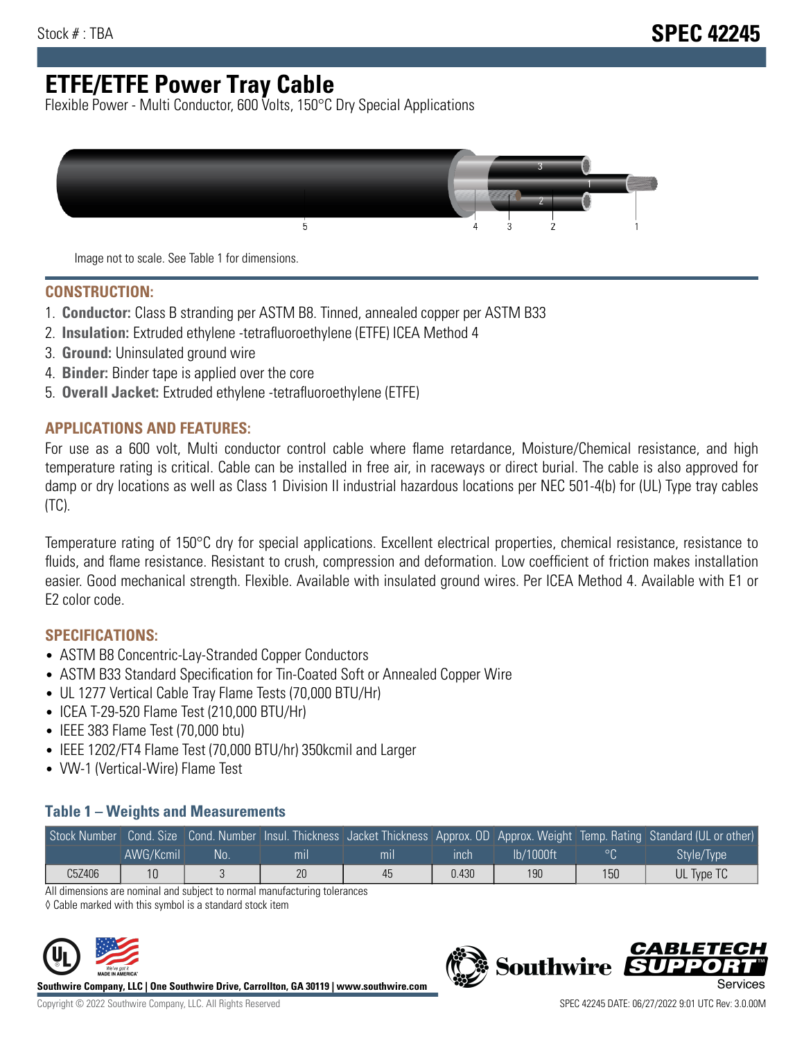Stock # : TBA

# SPEC 42245

# ETFE/ETFE Power Tray Cable

Flexible Power - Multi Conductor, 600 Volts, 150°C Dry Special Applications

Image not to scale. See Table 1 for dimensions.

## CONSTRUCTION:

1. **Conductor:** Class B stranding per ASTM B8. Tinned, annealed copper per ASTM B33
2. **Insulation:** Extruded ethylene -tetrafluoroethylene (ETFE) ICEA Method 4
3. **Ground:** Uninsulated ground wire
4. **Binder:** Binder tape is applied over the core
5. **Overall Jacket:** Extruded ethylene -tetrafluoroethylene (ETFE)

## APPLICATIONS AND FEATURES:

For use as a 600 volt, Multi conductor control cable where flame retardance, Moisture/Chemical resistance, and high temperature rating is critical. Cable can be installed in free air, in raceways or direct burial. The cable is also approved for damp or dry locations as well as Class 1 Division II industrial hazardous locations per NEC 501-4(b) for (UL) Type tray cables (TC).

Temperature rating of 150°C dry for special applications. Excellent electrical properties, chemical resistance, resistance to fluids, and flame resistance. Resistant to crush, compression and deformation. Low coefficient of friction makes installation easier. Good mechanical strength. Flexible. Available with insulated ground wires. Per ICEA Method 4. Available with E1 or E2 color code.

## SPECIFICATIONS:

- ASTM B8 Concentric-Lay-Stranded Copper Conductors
- ASTM B33 Standard Specification for Tin-Coated Soft or Annealed Copper Wire
- UL 1277 Vertical Cable Tray Flame Tests (70,000 BTU/Hr)
- ICEA T-29-520 Flame Test (210,000 BTU/Hr)
- IEEE 383 Flame Test (70,000 btu)
- IEEE 1202/FT4 Flame Test (70,000 BTU/hr) 350kcmil and Larger
- VW-1 (Vertical-Wire) Flame Test

### Table 1 – Weights and Measurements

| Stock Number | Cond. Size | Cond. Number | Insul. Thickness | Jacket Thickness | Approx. OD | Approx. Weight | Temp. Rating | Standard (UL or other) |
|---|---|---|---|---|---|---|---|---|
| | AWG/Kcmil | No. | mil | mil | inch | lb/1000ft | °C | Style/Type |
| C5Z406 | 10 | 3 | 20 | 45 | 0.430 | 190 | 150 | UL Type TC |

All dimensions are nominal and subject to normal manufacturing tolerances

◊ Cable marked with this symbol is a standard stock item

**Southwire Company, LLC | One Southwire Drive, Carrollton, GA 30119 | www.southwire.com**

Copyright © 2022 Southwire Company, LLC. All Rights Reserved

SPEC 42245 DATE: 06/27/2022 9:01 UTC Rev: 3.0.00M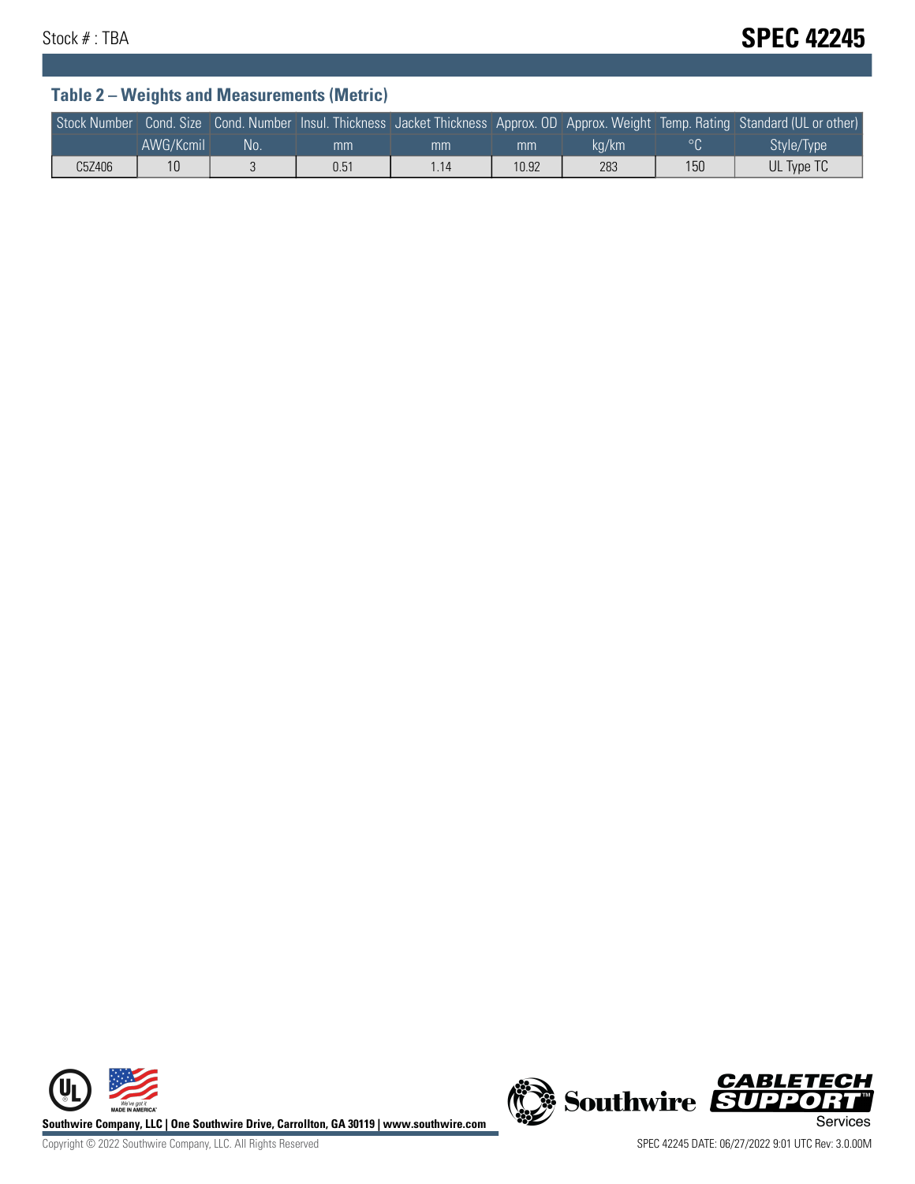### Table 2 – Weights and Measurements (Metric)

| Stock Number | Cond. Size | Cond. Number | Insul. Thickness | Jacket Thickness | Approx. OD | Approx. Weight | Temp. Rating | Standard (UL or other) |
|---|---|---|---|---|---|---|---|---|
| | AWG/Kcmil | No. | mm | mm | mm | kg/km | °C | Style/Type |
| C5Z406 | 10 | 3 | 0.51 | 1.14 | 10.92 | 283 | 150 | UL Type TC |

**Southwire Company, LLC | One Southwire Drive, Carrollton, GA 30119 | www.southwire.com**

Copyright © 2022 Southwire Company, LLC. All Rights Reserved

SPEC 42245 DATE: 06/27/2022 9:01 UTC Rev: 3.0.00M